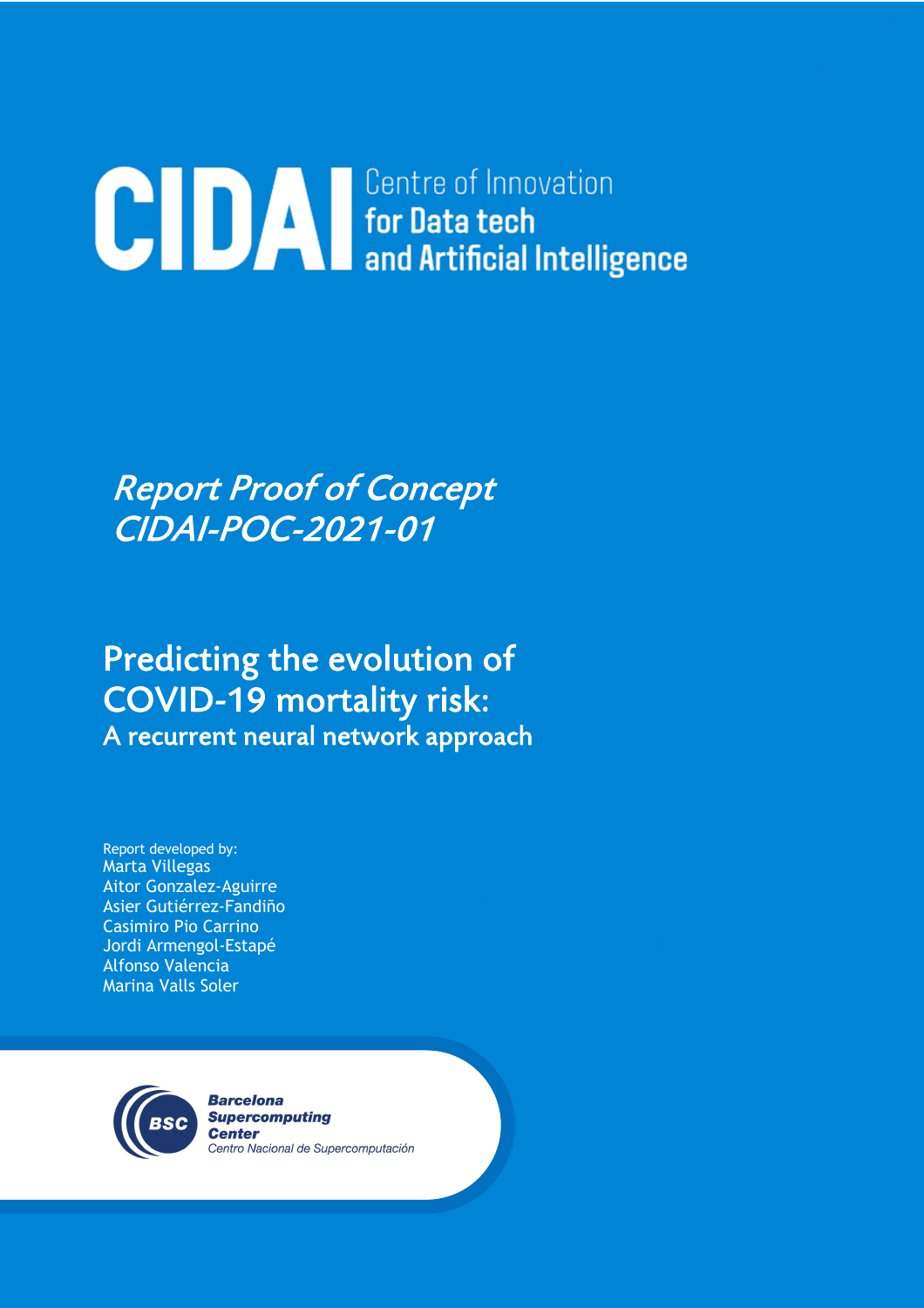# CIDAI Centre of Innovation for Data tech and Artificial Intelligence

*Report Proof of Concept*
*CIDAI-POC-2021-01*

# Predicting the evolution of COVID-19 mortality risk:

## A recurrent neural network approach

Report developed by:
Marta Villegas
Aitor Gonzalez-Aguirre
Asier Gutiérrez-Fandiño
Casimiro Pio Carrino
Jordi Armengol-Estapé
Alfonso Valencia
Marina Valls Soler

Barcelona Supercomputing Center
Centro Nacional de Supercomputación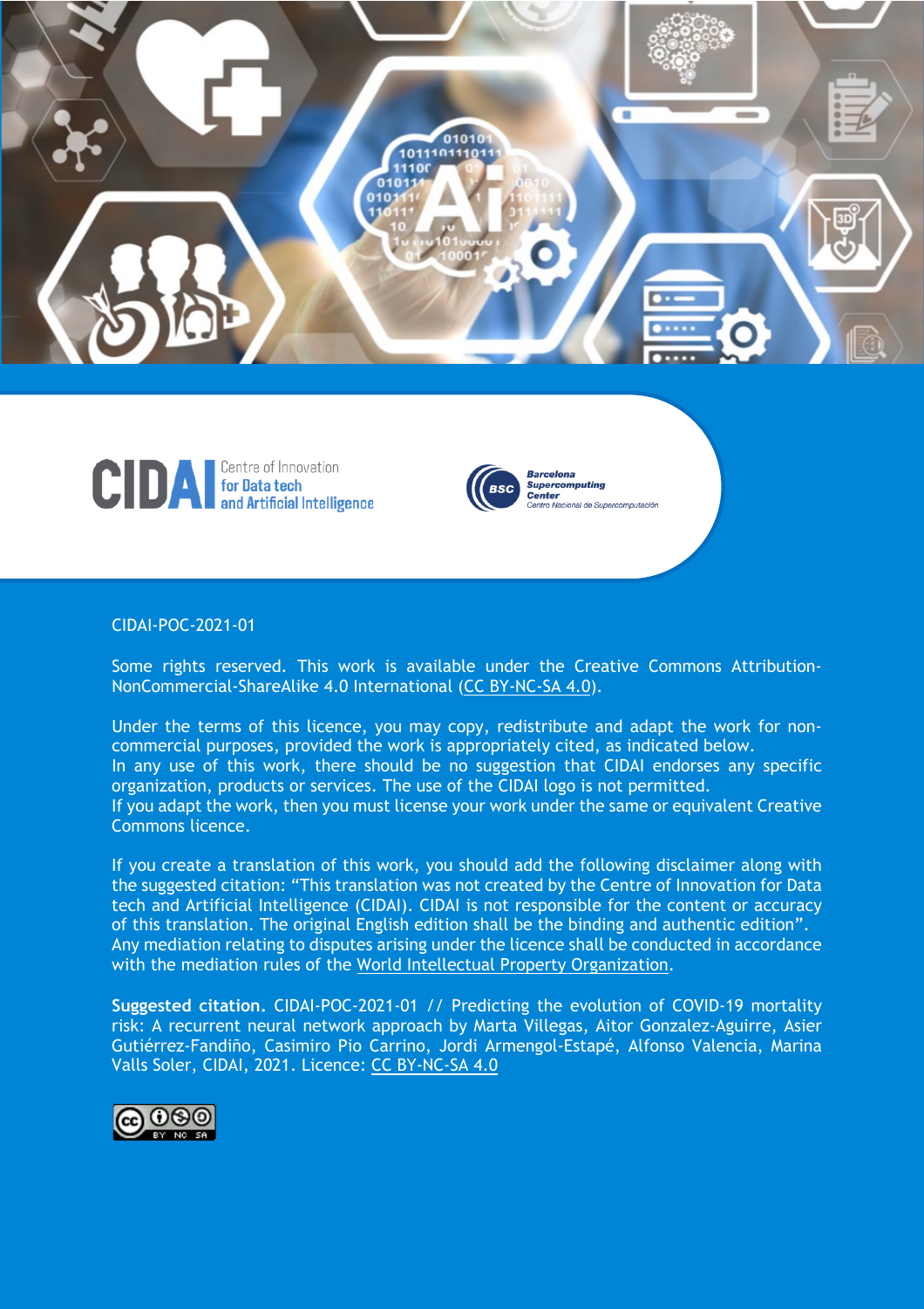CIDAI Centre of Innovation for Data tech and Artificial Intelligence

Barcelona Supercomputing Center
Centro Nacional de Supercomputación

CIDAI-POC-2021-01

Some rights reserved. This work is available under the Creative Commons Attribution-NonCommercial-ShareAlike 4.0 International (CC BY-NC-SA 4.0).

Under the terms of this licence, you may copy, redistribute and adapt the work for non-commercial purposes, provided the work is appropriately cited, as indicated below.
In any use of this work, there should be no suggestion that CIDAI endorses any specific organization, products or services. The use of the CIDAI logo is not permitted.
If you adapt the work, then you must license your work under the same or equivalent Creative Commons licence.

If you create a translation of this work, you should add the following disclaimer along with the suggested citation: "This translation was not created by the Centre of Innovation for Data tech and Artificial Intelligence (CIDAI). CIDAI is not responsible for the content or accuracy of this translation. The original English edition shall be the binding and authentic edition".
Any mediation relating to disputes arising under the licence shall be conducted in accordance with the mediation rules of the World Intellectual Property Organization.

**Suggested citation.** CIDAI-POC-2021-01 // Predicting the evolution of COVID-19 mortality risk: A recurrent neural network approach by Marta Villegas, Aitor Gonzalez-Aguirre, Asier Gutiérrez-Fandiño, Casimiro Pio Carrino, Jordi Armengol-Estapé, Alfonso Valencia, Marina Valls Soler, CIDAI, 2021. Licence: CC BY-NC-SA 4.0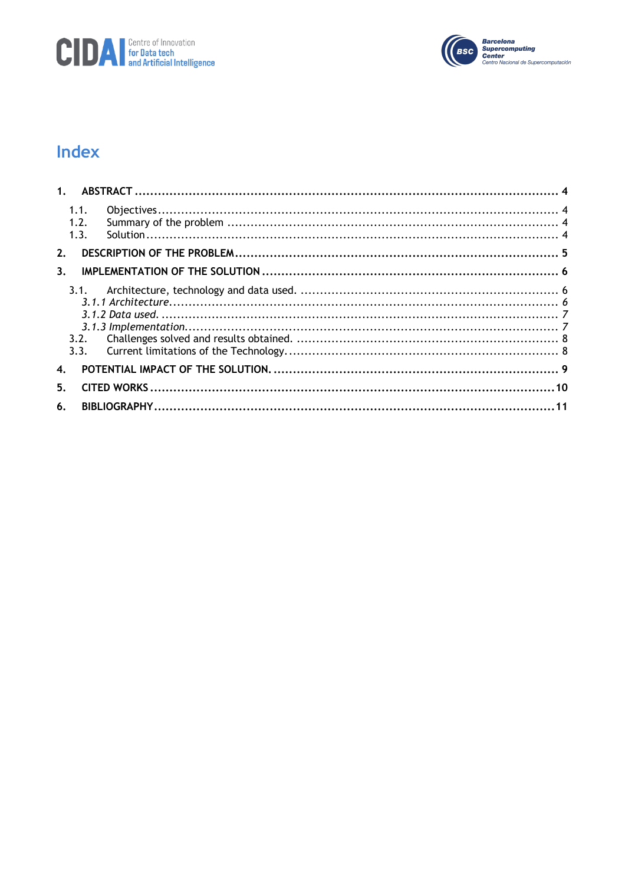# Index

1. **ABSTRACT** .......... 4
   - 1.1. Objectives .......... 4
   - 1.2. Summary of the problem .......... 4
   - 1.3. Solution .......... 4
2. **DESCRIPTION OF THE PROBLEM** .......... 5
3. **IMPLEMENTATION OF THE SOLUTION** .......... 6
   - 3.1. Architecture, technology and data used. .......... 6
     - *3.1.1 Architecture* .......... *6*
     - *3.1.2 Data used.* .......... *7*
     - *3.1.3 Implementation* .......... *7*
   - 3.2. Challenges solved and results obtained. .......... 8
   - 3.3. Current limitations of the Technology .......... 8
4. **POTENTIAL IMPACT OF THE SOLUTION.** .......... 9
5. **CITED WORKS** .......... 10
6. **BIBLIOGRAPHY** .......... 11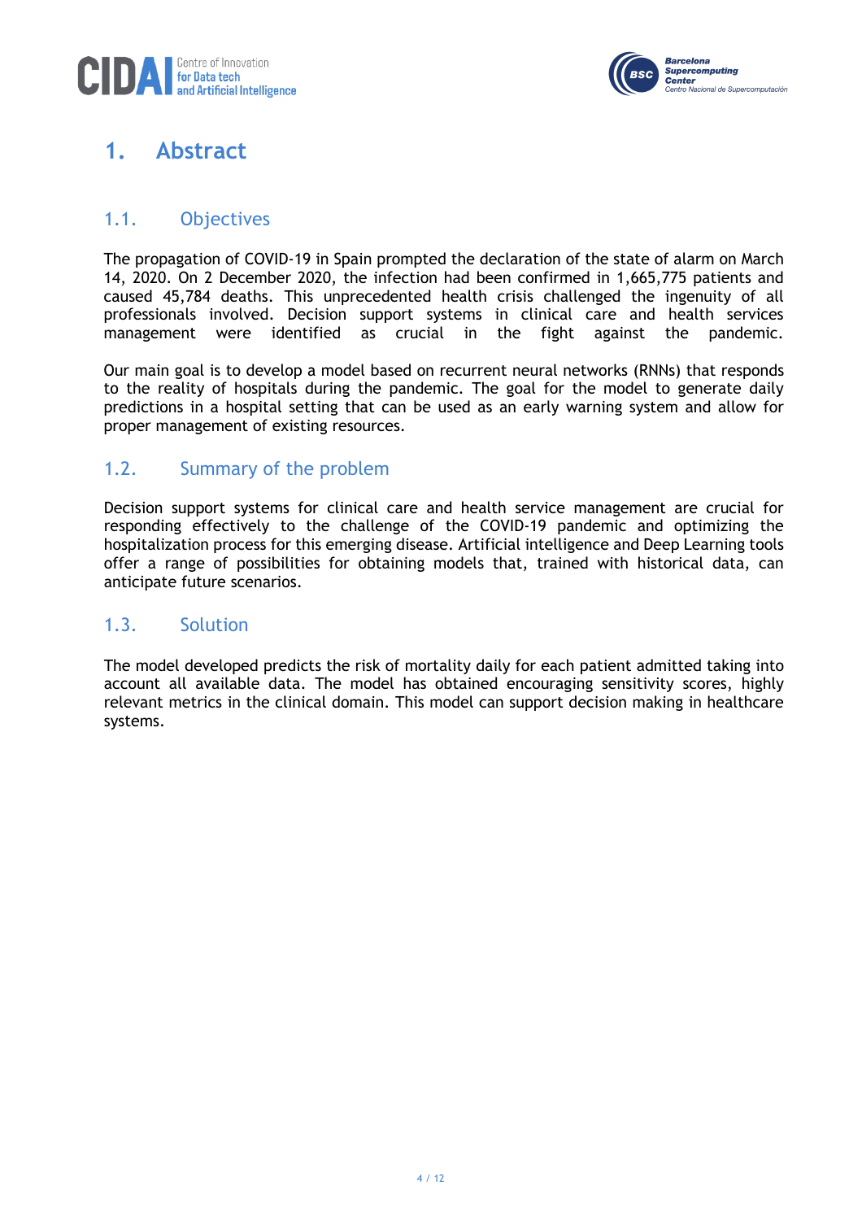# 1. Abstract

## 1.1. Objectives

The propagation of COVID-19 in Spain prompted the declaration of the state of alarm on March 14, 2020. On 2 December 2020, the infection had been confirmed in 1,665,775 patients and caused 45,784 deaths. This unprecedented health crisis challenged the ingenuity of all professionals involved. Decision support systems in clinical care and health services management were identified as crucial in the fight against the pandemic.

Our main goal is to develop a model based on recurrent neural networks (RNNs) that responds to the reality of hospitals during the pandemic. The goal for the model to generate daily predictions in a hospital setting that can be used as an early warning system and allow for proper management of existing resources.

## 1.2. Summary of the problem

Decision support systems for clinical care and health service management are crucial for responding effectively to the challenge of the COVID-19 pandemic and optimizing the hospitalization process for this emerging disease. Artificial intelligence and Deep Learning tools offer a range of possibilities for obtaining models that, trained with historical data, can anticipate future scenarios.

## 1.3. Solution

The model developed predicts the risk of mortality daily for each patient admitted taking into account all available data. The model has obtained encouraging sensitivity scores, highly relevant metrics in the clinical domain. This model can support decision making in healthcare systems.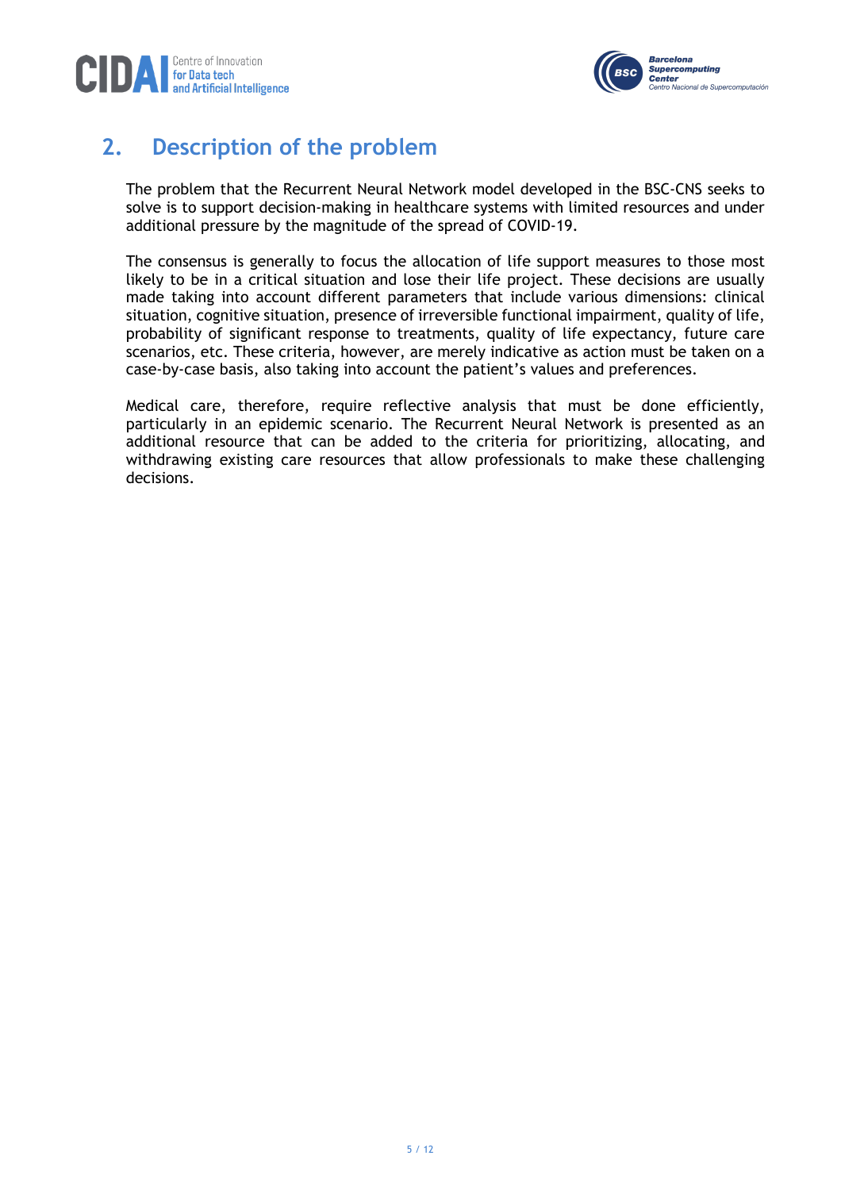## 2. Description of the problem

The problem that the Recurrent Neural Network model developed in the BSC-CNS seeks to solve is to support decision-making in healthcare systems with limited resources and under additional pressure by the magnitude of the spread of COVID-19.

The consensus is generally to focus the allocation of life support measures to those most likely to be in a critical situation and lose their life project. These decisions are usually made taking into account different parameters that include various dimensions: clinical situation, cognitive situation, presence of irreversible functional impairment, quality of life, probability of significant response to treatments, quality of life expectancy, future care scenarios, etc. These criteria, however, are merely indicative as action must be taken on a case-by-case basis, also taking into account the patient's values and preferences.

Medical care, therefore, require reflective analysis that must be done efficiently, particularly in an epidemic scenario. The Recurrent Neural Network is presented as an additional resource that can be added to the criteria for prioritizing, allocating, and withdrawing existing care resources that allow professionals to make these challenging decisions.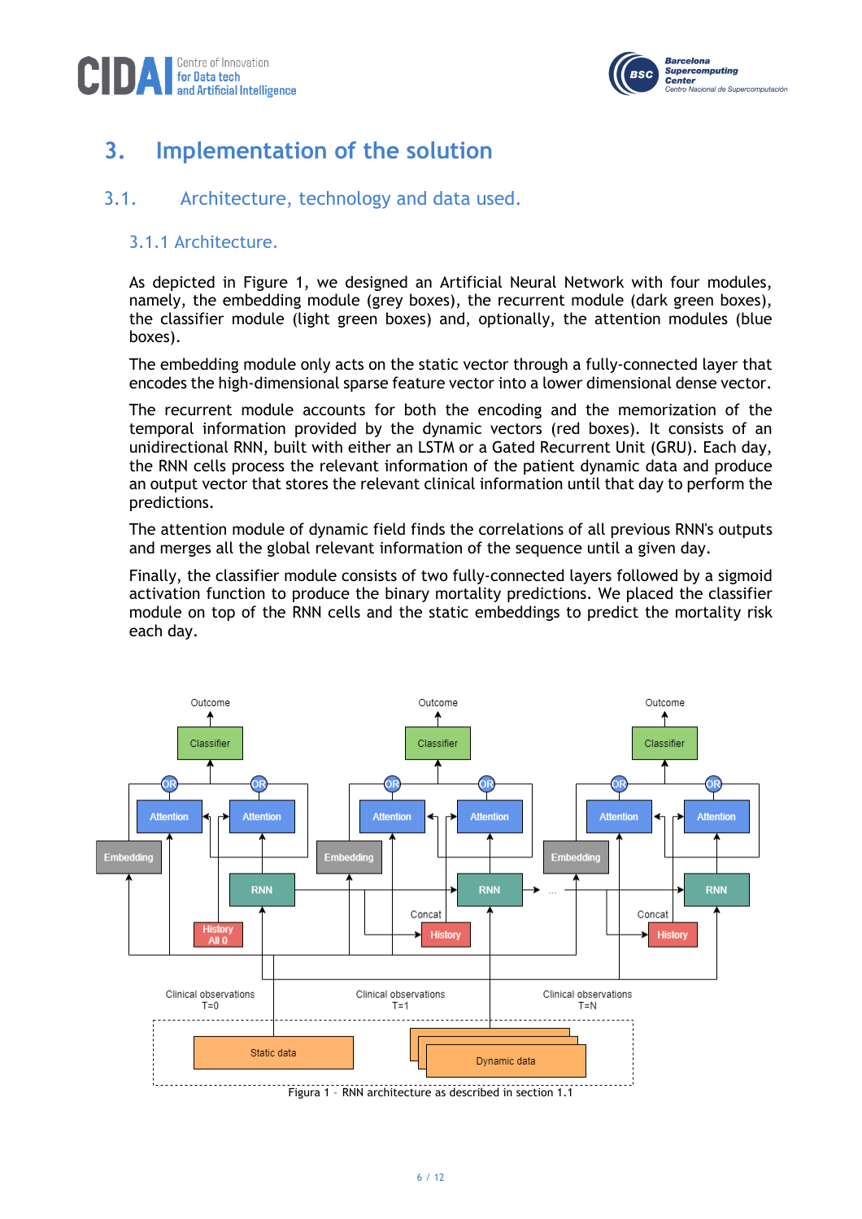# 3. Implementation of the solution

## 3.1. Architecture, technology and data used.

### 3.1.1 Architecture.

As depicted in Figure 1, we designed an Artificial Neural Network with four modules, namely, the embedding module (grey boxes), the recurrent module (dark green boxes), the classifier module (light green boxes) and, optionally, the attention modules (blue boxes).

The embedding module only acts on the static vector through a fully-connected layer that encodes the high-dimensional sparse feature vector into a lower dimensional dense vector.

The recurrent module accounts for both the encoding and the memorization of the temporal information provided by the dynamic vectors (red boxes). It consists of an unidirectional RNN, built with either an LSTM or a Gated Recurrent Unit (GRU). Each day, the RNN cells process the relevant information of the patient dynamic data and produce an output vector that stores the relevant clinical information until that day to perform the predictions.

The attention module of dynamic field finds the correlations of all previous RNN's outputs and merges all the global relevant information of the sequence until a given day.

Finally, the classifier module consists of two fully-connected layers followed by a sigmoid activation function to produce the binary mortality predictions. We placed the classifier module on top of the RNN cells and the static embeddings to predict the mortality risk each day.

Figura 1 – RNN architecture as described in section 1.1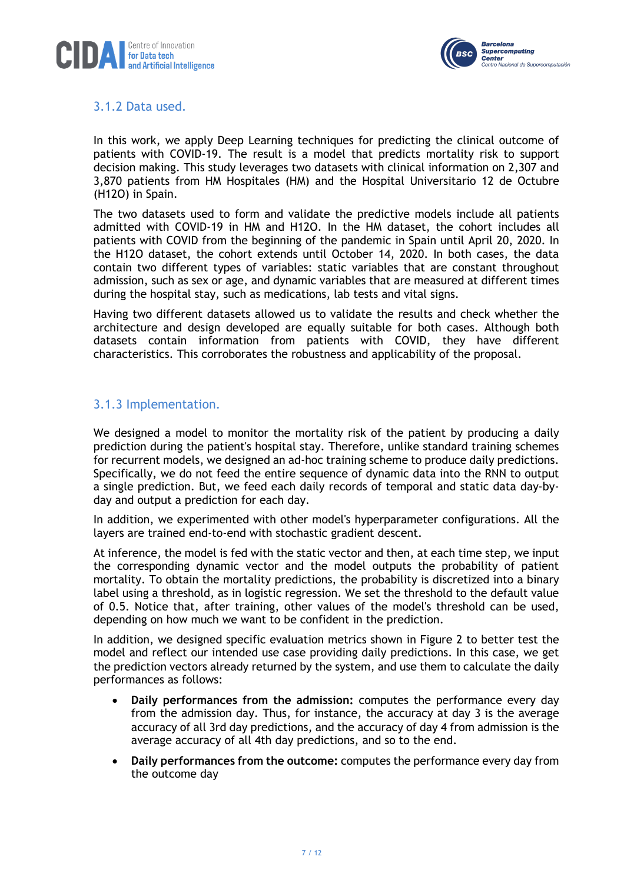### 3.1.2 Data used.

In this work, we apply Deep Learning techniques for predicting the clinical outcome of patients with COVID-19. The result is a model that predicts mortality risk to support decision making. This study leverages two datasets with clinical information on 2,307 and 3,870 patients from HM Hospitales (HM) and the Hospital Universitario 12 de Octubre (H12O) in Spain.

The two datasets used to form and validate the predictive models include all patients admitted with COVID-19 in HM and H12O. In the HM dataset, the cohort includes all patients with COVID from the beginning of the pandemic in Spain until April 20, 2020. In the H12O dataset, the cohort extends until October 14, 2020. In both cases, the data contain two different types of variables: static variables that are constant throughout admission, such as sex or age, and dynamic variables that are measured at different times during the hospital stay, such as medications, lab tests and vital signs.

Having two different datasets allowed us to validate the results and check whether the architecture and design developed are equally suitable for both cases. Although both datasets contain information from patients with COVID, they have different characteristics. This corroborates the robustness and applicability of the proposal.

### 3.1.3 Implementation.

We designed a model to monitor the mortality risk of the patient by producing a daily prediction during the patient's hospital stay. Therefore, unlike standard training schemes for recurrent models, we designed an ad-hoc training scheme to produce daily predictions. Specifically, we do not feed the entire sequence of dynamic data into the RNN to output a single prediction. But, we feed each daily records of temporal and static data day-by-day and output a prediction for each day.

In addition, we experimented with other model's hyperparameter configurations. All the layers are trained end-to-end with stochastic gradient descent.

At inference, the model is fed with the static vector and then, at each time step, we input the corresponding dynamic vector and the model outputs the probability of patient mortality. To obtain the mortality predictions, the probability is discretized into a binary label using a threshold, as in logistic regression. We set the threshold to the default value of 0.5. Notice that, after training, other values of the model's threshold can be used, depending on how much we want to be confident in the prediction.

In addition, we designed specific evaluation metrics shown in Figure 2 to better test the model and reflect our intended use case providing daily predictions. In this case, we get the prediction vectors already returned by the system, and use them to calculate the daily performances as follows:

- **Daily performances from the admission:** computes the performance every day from the admission day. Thus, for instance, the accuracy at day 3 is the average accuracy of all 3rd day predictions, and the accuracy of day 4 from admission is the average accuracy of all 4th day predictions, and so to the end.
- **Daily performances from the outcome:** computes the performance every day from the outcome day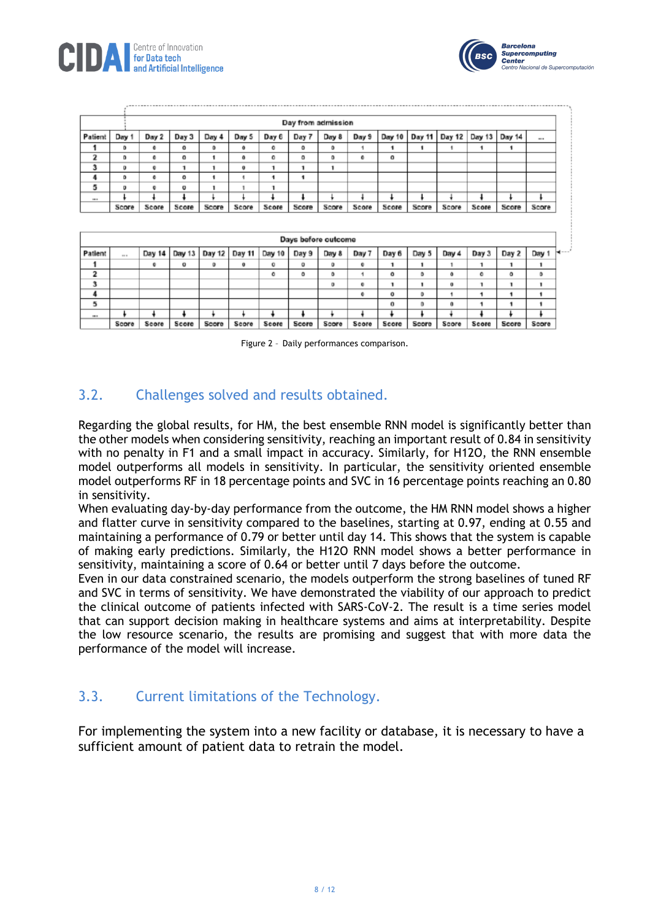| | Day from admission | | | | | | | | | | | | | | |
|---|---|---|---|---|---|---|---|---|---|---|---|---|---|---|---|
| Patient | Day 1 | Day 2 | Day 3 | Day 4 | Day 5 | Day 6 | Day 7 | Day 8 | Day 9 | Day 10 | Day 11 | Day 12 | Day 13 | Day 14 | ... |
| 1 | 0 | 0 | 0 | 0 | 0 | 0 | 0 | 0 | 1 | 1 | 1 | 1 | 1 | 1 | |
| 2 | 0 | 0 | 0 | 1 | 0 | 0 | 0 | 0 | 0 | 0 | | | | | |
| 3 | 0 | 0 | 1 | 1 | 0 | 1 | 1 | 1 | | | | | | | |
| 4 | 0 | 0 | 0 | 1 | 1 | 1 | 1 | | | | | | | | |
| 5 | 0 | 0 | 0 | 1 | 1 | 1 | | | | | | | | | |
| ... | ↓ | ↓ | ↓ | ↓ | ↓ | ↓ | ↓ | ↓ | ↓ | ↓ | ↓ | ↓ | ↓ | ↓ | ↓ |
| | Score | Score | Score | Score | Score | Score | Score | Score | Score | Score | Score | Score | Score | Score | Score |

| | Days before outcome | | | | | | | | | | | | | | |
|---|---|---|---|---|---|---|---|---|---|---|---|---|---|---|---|
| Patient | ... | Day 14 | Day 13 | Day 12 | Day 11 | Day 10 | Day 9 | Day 8 | Day 7 | Day 6 | Day 5 | Day 4 | Day 3 | Day 2 | Day 1 |
| 1 | | 0 | 0 | 0 | 0 | 0 | 0 | 0 | 0 | 1 | 1 | 1 | 1 | 1 | 1 |
| 2 | | | | | | 0 | 0 | 0 | 1 | 0 | 0 | 0 | 0 | 0 | 0 |
| 3 | | | | | | | | 0 | 0 | 1 | 1 | 0 | 1 | 1 | 1 |
| 4 | | | | | | | | | 0 | 0 | 0 | 1 | 1 | 1 | 1 |
| 5 | | | | | | | | | | 0 | 0 | 0 | 1 | 1 | 1 |
| ... | ↓ | ↓ | ↓ | ↓ | ↓ | ↓ | ↓ | ↓ | ↓ | ↓ | ↓ | ↓ | ↓ | ↓ | ↓ |
| | Score | Score | Score | Score | Score | Score | Score | Score | Score | Score | Score | Score | Score | Score | Score |

Figure 2 – Daily performances comparison.

## 3.2. Challenges solved and results obtained.

Regarding the global results, for HM, the best ensemble RNN model is significantly better than the other models when considering sensitivity, reaching an important result of 0.84 in sensitivity with no penalty in F1 and a small impact in accuracy. Similarly, for H12O, the RNN ensemble model outperforms all models in sensitivity. In particular, the sensitivity oriented ensemble model outperforms RF in 18 percentage points and SVC in 16 percentage points reaching an 0.80 in sensitivity.
When evaluating day-by-day performance from the outcome, the HM RNN model shows a higher and flatter curve in sensitivity compared to the baselines, starting at 0.97, ending at 0.55 and maintaining a performance of 0.79 or better until day 14. This shows that the system is capable of making early predictions. Similarly, the H12O RNN model shows a better performance in sensitivity, maintaining a score of 0.64 or better until 7 days before the outcome.
Even in our data constrained scenario, the models outperform the strong baselines of tuned RF and SVC in terms of sensitivity. We have demonstrated the viability of our approach to predict the clinical outcome of patients infected with SARS-CoV-2. The result is a time series model that can support decision making in healthcare systems and aims at interpretability. Despite the low resource scenario, the results are promising and suggest that with more data the performance of the model will increase.

## 3.3. Current limitations of the Technology.

For implementing the system into a new facility or database, it is necessary to have a sufficient amount of patient data to retrain the model.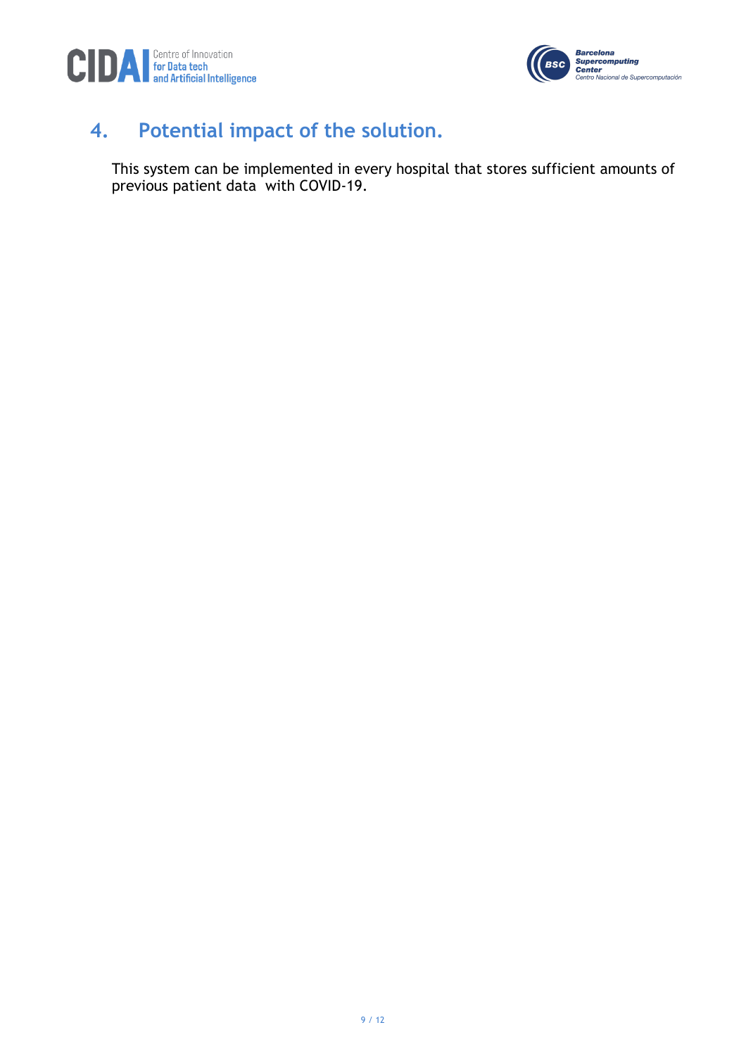## 4. Potential impact of the solution.

This system can be implemented in every hospital that stores sufficient amounts of previous patient data with COVID-19.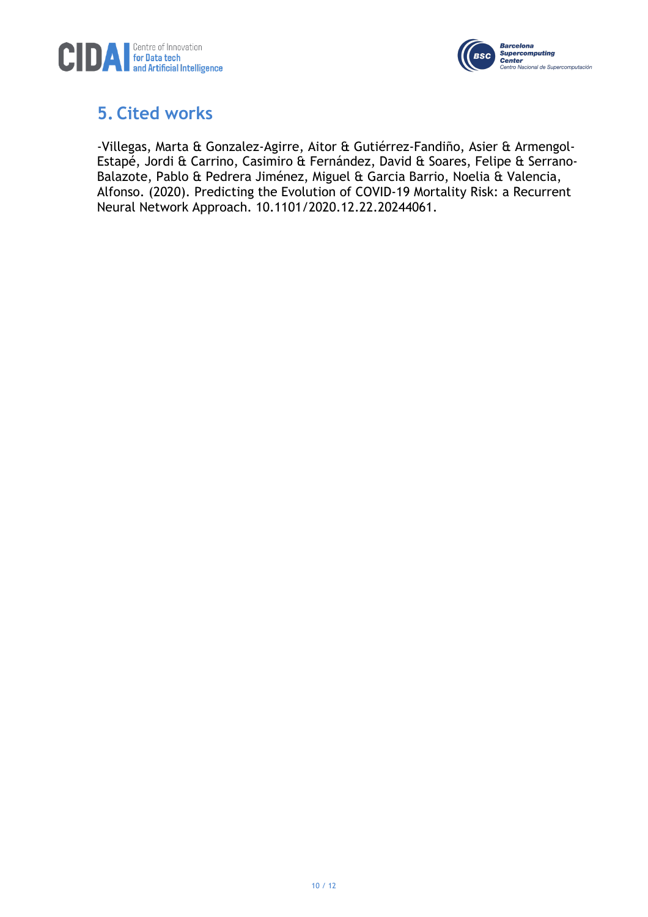## 5. Cited works

-Villegas, Marta & Gonzalez-Agirre, Aitor & Gutiérrez-Fandiño, Asier & Armengol-Estapé, Jordi & Carrino, Casimiro & Fernández, David & Soares, Felipe & Serrano-Balazote, Pablo & Pedrera Jiménez, Miguel & Garcia Barrio, Noelia & Valencia, Alfonso. (2020). Predicting the Evolution of COVID-19 Mortality Risk: a Recurrent Neural Network Approach. 10.1101/2020.12.22.20244061.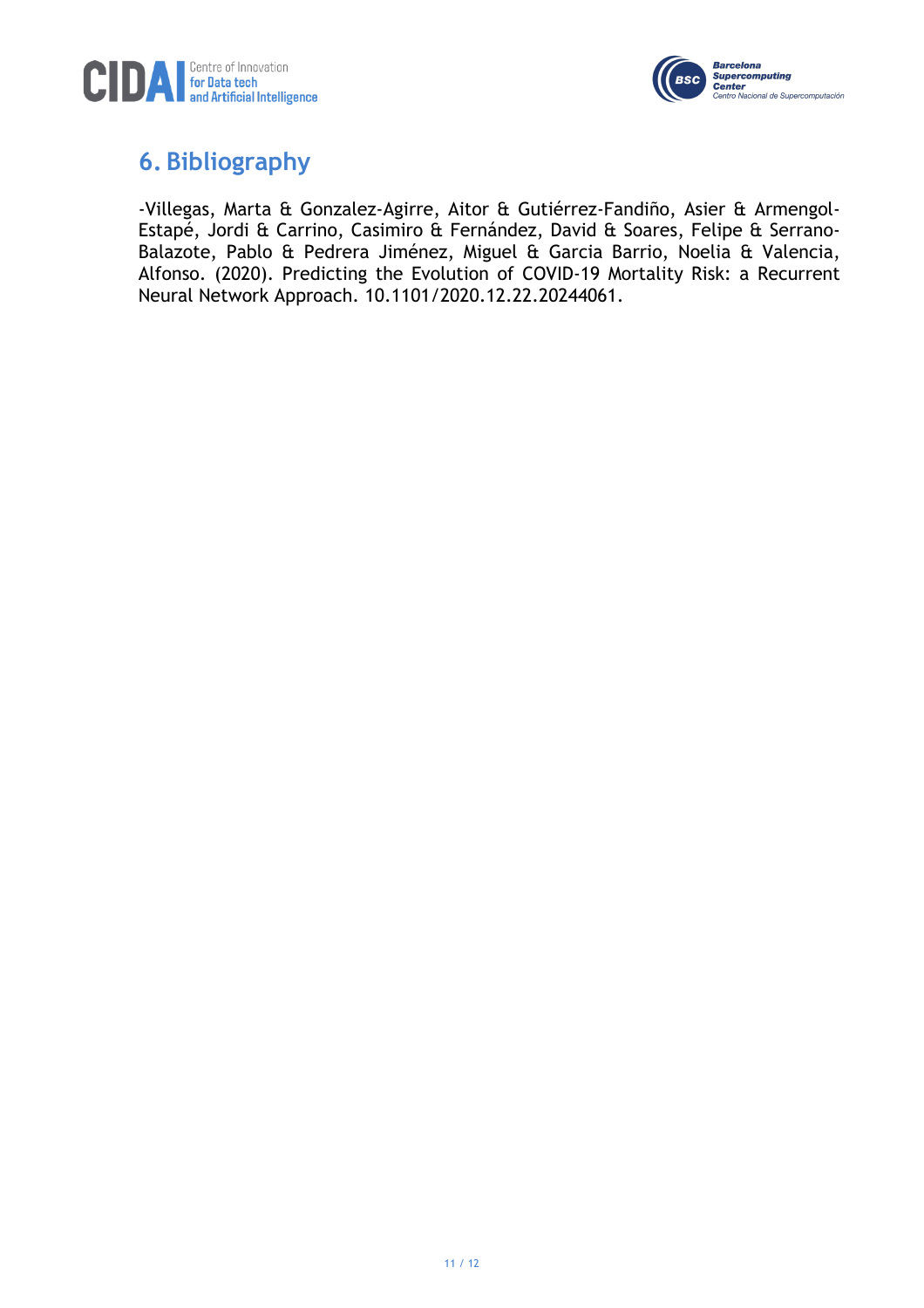# 6. Bibliography

-Villegas, Marta & Gonzalez-Agirre, Aitor & Gutiérrez-Fandiño, Asier & Armengol-Estapé, Jordi & Carrino, Casimiro & Fernández, David & Soares, Felipe & Serrano-Balazote, Pablo & Pedrera Jiménez, Miguel & Garcia Barrio, Noelia & Valencia, Alfonso. (2020). Predicting the Evolution of COVID-19 Mortality Risk: a Recurrent Neural Network Approach. 10.1101/2020.12.22.20244061.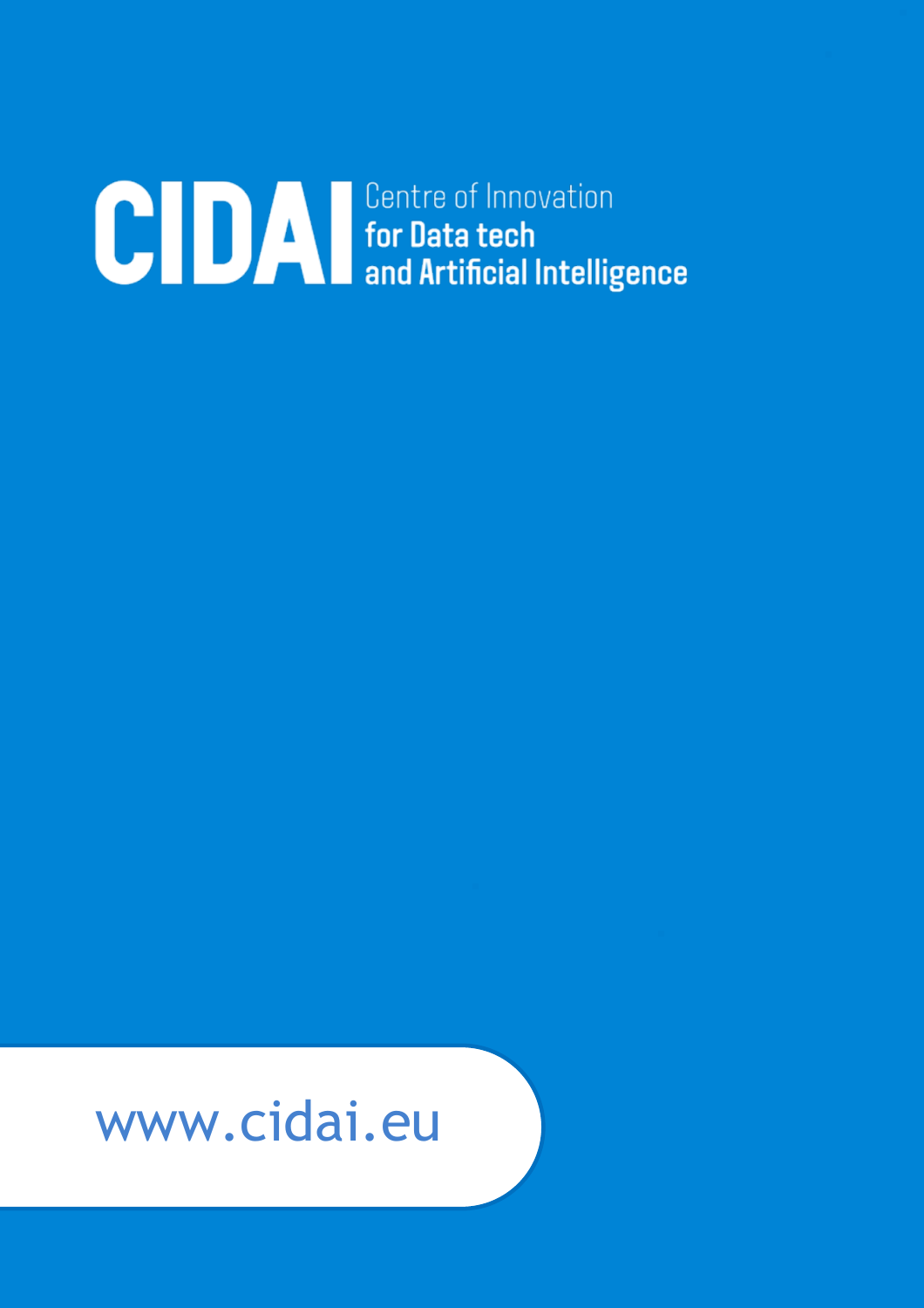CIDAI Centre of Innovation for Data tech and Artificial Intelligence

www.cidai.eu